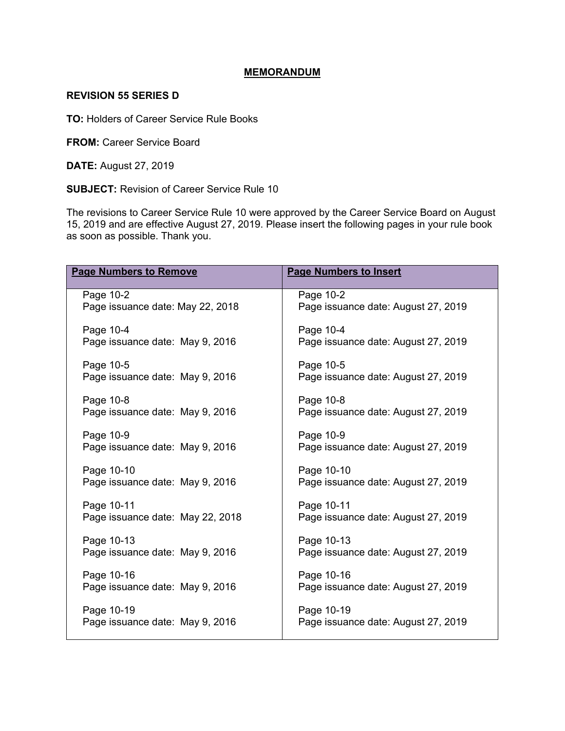# MEMORANDUM

**REVISION 55 SERIES D**

**TO:** Holders of Career Service Rule Books

**FROM:** Career Service Board

**DATE:** August 27, 2019

**SUBJECT:** Revision of Career Service Rule 10

The revisions to Career Service Rule 10 were approved by the Career Service Board on August 15, 2019 and are effective August 27, 2019. Please insert the following pages in your rule book as soon as possible. Thank you.

| Page Numbers to Remove | Page Numbers to Insert |
|---|---|
| Page 10-2<br>Page issuance date: May 22, 2018 | Page 10-2<br>Page issuance date: August 27, 2019 |
| Page 10-4<br>Page issuance date: May 9, 2016 | Page 10-4<br>Page issuance date: August 27, 2019 |
| Page 10-5<br>Page issuance date: May 9, 2016 | Page 10-5<br>Page issuance date: August 27, 2019 |
| Page 10-8<br>Page issuance date: May 9, 2016 | Page 10-8<br>Page issuance date: August 27, 2019 |
| Page 10-9<br>Page issuance date: May 9, 2016 | Page 10-9<br>Page issuance date: August 27, 2019 |
| Page 10-10<br>Page issuance date: May 9, 2016 | Page 10-10<br>Page issuance date: August 27, 2019 |
| Page 10-11<br>Page issuance date: May 22, 2018 | Page 10-11<br>Page issuance date: August 27, 2019 |
| Page 10-13<br>Page issuance date: May 9, 2016 | Page 10-13<br>Page issuance date: August 27, 2019 |
| Page 10-16<br>Page issuance date: May 9, 2016 | Page 10-16<br>Page issuance date: August 27, 2019 |
| Page 10-19<br>Page issuance date: May 9, 2016 | Page 10-19<br>Page issuance date: August 27, 2019 |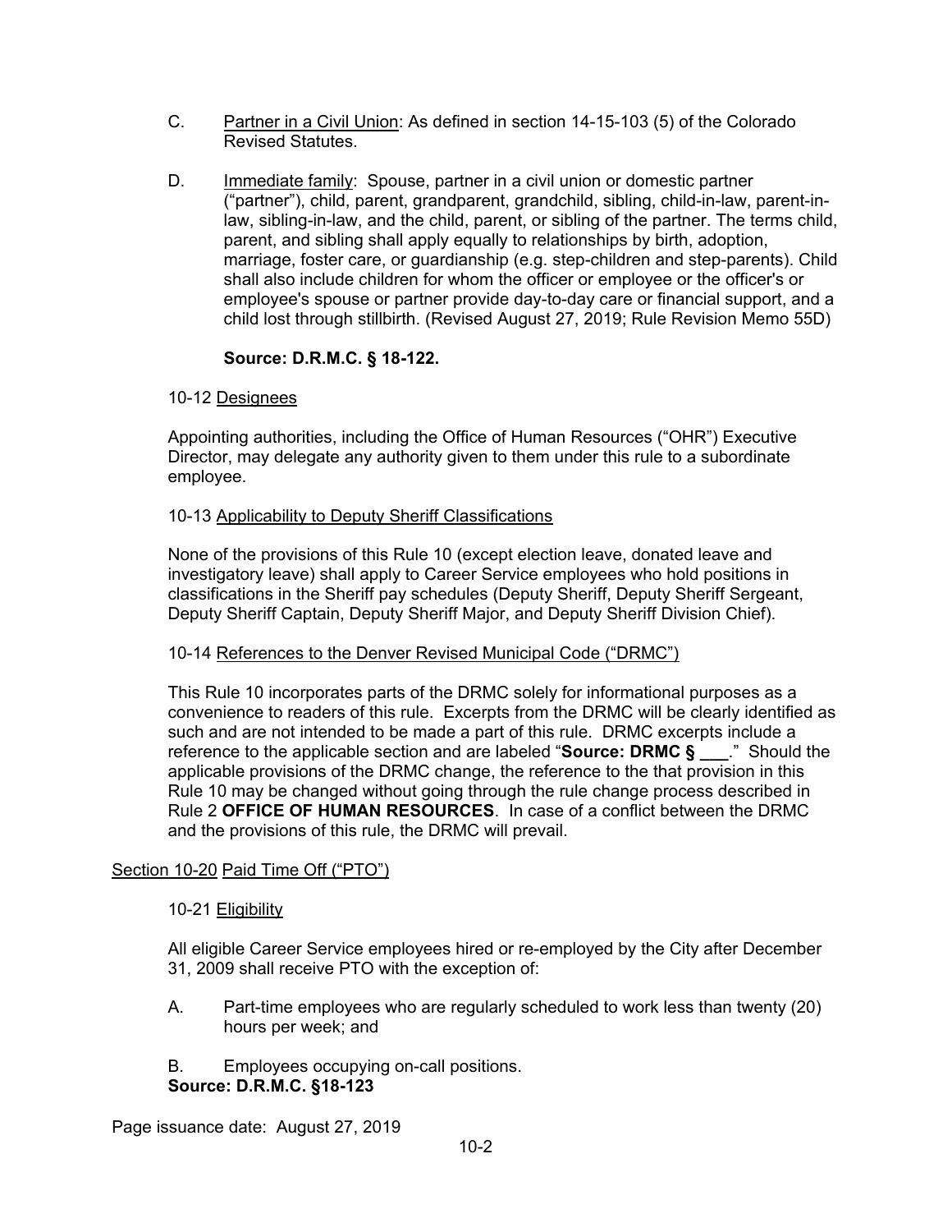C. Partner in a Civil Union: As defined in section 14-15-103 (5) of the Colorado Revised Statutes.

D. Immediate family: Spouse, partner in a civil union or domestic partner ("partner"), child, parent, grandparent, grandchild, sibling, child-in-law, parent-in-law, sibling-in-law, and the child, parent, or sibling of the partner. The terms child, parent, and sibling shall apply equally to relationships by birth, adoption, marriage, foster care, or guardianship (e.g. step-children and step-parents). Child shall also include children for whom the officer or employee or the officer's or employee's spouse or partner provide day-to-day care or financial support, and a child lost through stillbirth. (Revised August 27, 2019; Rule Revision Memo 55D)

**Source: D.R.M.C. § 18-122.**

10-12 Designees

Appointing authorities, including the Office of Human Resources ("OHR") Executive Director, may delegate any authority given to them under this rule to a subordinate employee.

10-13 Applicability to Deputy Sheriff Classifications

None of the provisions of this Rule 10 (except election leave, donated leave and investigatory leave) shall apply to Career Service employees who hold positions in classifications in the Sheriff pay schedules (Deputy Sheriff, Deputy Sheriff Sergeant, Deputy Sheriff Captain, Deputy Sheriff Major, and Deputy Sheriff Division Chief).

10-14 References to the Denver Revised Municipal Code ("DRMC")

This Rule 10 incorporates parts of the DRMC solely for informational purposes as a convenience to readers of this rule. Excerpts from the DRMC will be clearly identified as such and are not intended to be made a part of this rule. DRMC excerpts include a reference to the applicable section and are labeled "**Source: DRMC § ___**." Should the applicable provisions of the DRMC change, the reference to the that provision in this Rule 10 may be changed without going through the rule change process described in Rule 2 **OFFICE OF HUMAN RESOURCES**. In case of a conflict between the DRMC and the provisions of this rule, the DRMC will prevail.

## Section 10-20 Paid Time Off ("PTO")

10-21 Eligibility

All eligible Career Service employees hired or re-employed by the City after December 31, 2009 shall receive PTO with the exception of:

A. Part-time employees who are regularly scheduled to work less than twenty (20) hours per week; and

B. Employees occupying on-call positions.

**Source: D.R.M.C. §18-123**

Page issuance date: August 27, 2019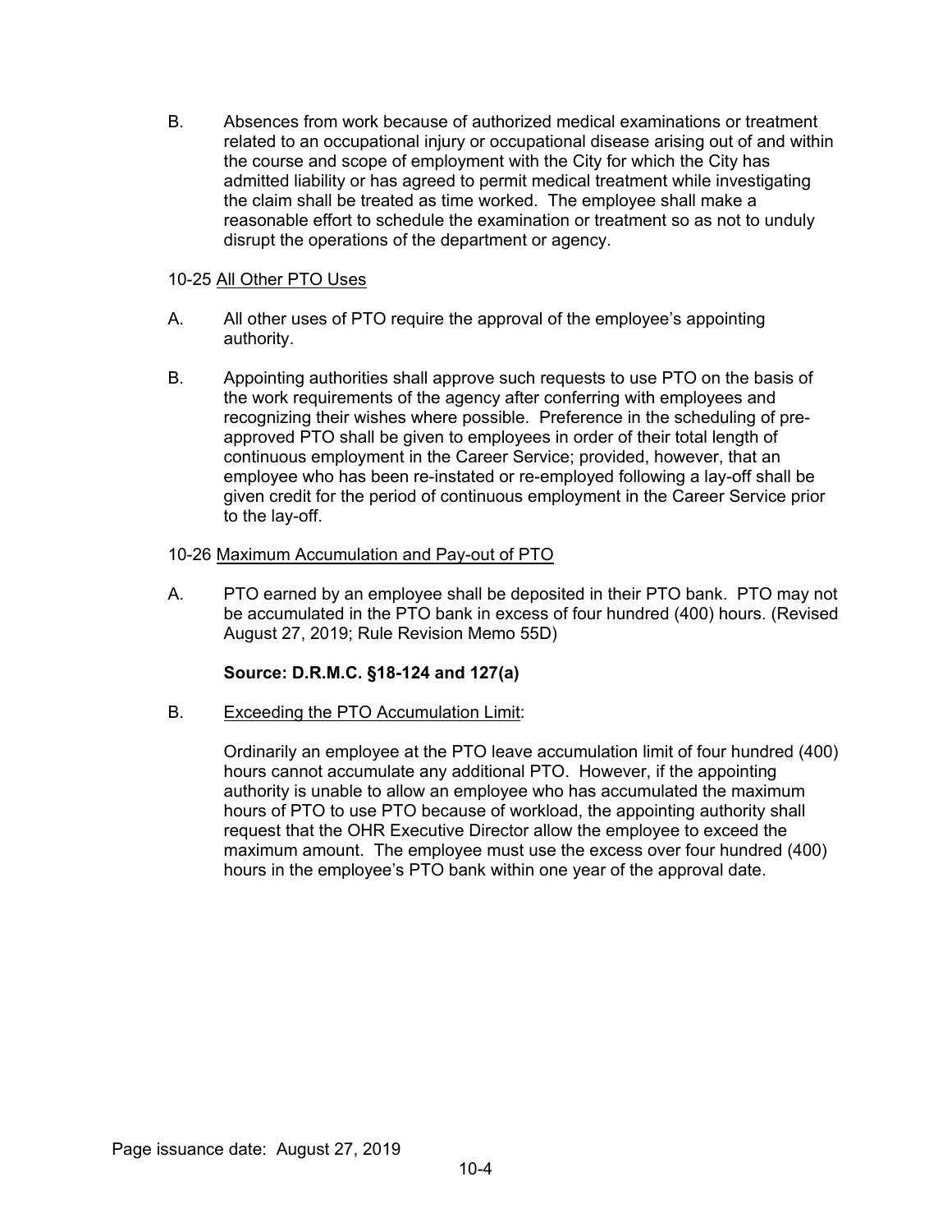B. Absences from work because of authorized medical examinations or treatment related to an occupational injury or occupational disease arising out of and within the course and scope of employment with the City for which the City has admitted liability or has agreed to permit medical treatment while investigating the claim shall be treated as time worked. The employee shall make a reasonable effort to schedule the examination or treatment so as not to unduly disrupt the operations of the department or agency.

10-25 All Other PTO Uses

A. All other uses of PTO require the approval of the employee's appointing authority.

B. Appointing authorities shall approve such requests to use PTO on the basis of the work requirements of the agency after conferring with employees and recognizing their wishes where possible. Preference in the scheduling of pre-approved PTO shall be given to employees in order of their total length of continuous employment in the Career Service; provided, however, that an employee who has been re-instated or re-employed following a lay-off shall be given credit for the period of continuous employment in the Career Service prior to the lay-off.

10-26 Maximum Accumulation and Pay-out of PTO

A. PTO earned by an employee shall be deposited in their PTO bank. PTO may not be accumulated in the PTO bank in excess of four hundred (400) hours. (Revised August 27, 2019; Rule Revision Memo 55D)

**Source: D.R.M.C. §18-124 and 127(a)**

B. Exceeding the PTO Accumulation Limit:

Ordinarily an employee at the PTO leave accumulation limit of four hundred (400) hours cannot accumulate any additional PTO. However, if the appointing authority is unable to allow an employee who has accumulated the maximum hours of PTO to use PTO because of workload, the appointing authority shall request that the OHR Executive Director allow the employee to exceed the maximum amount. The employee must use the excess over four hundred (400) hours in the employee's PTO bank within one year of the approval date.

Page issuance date: August 27, 2019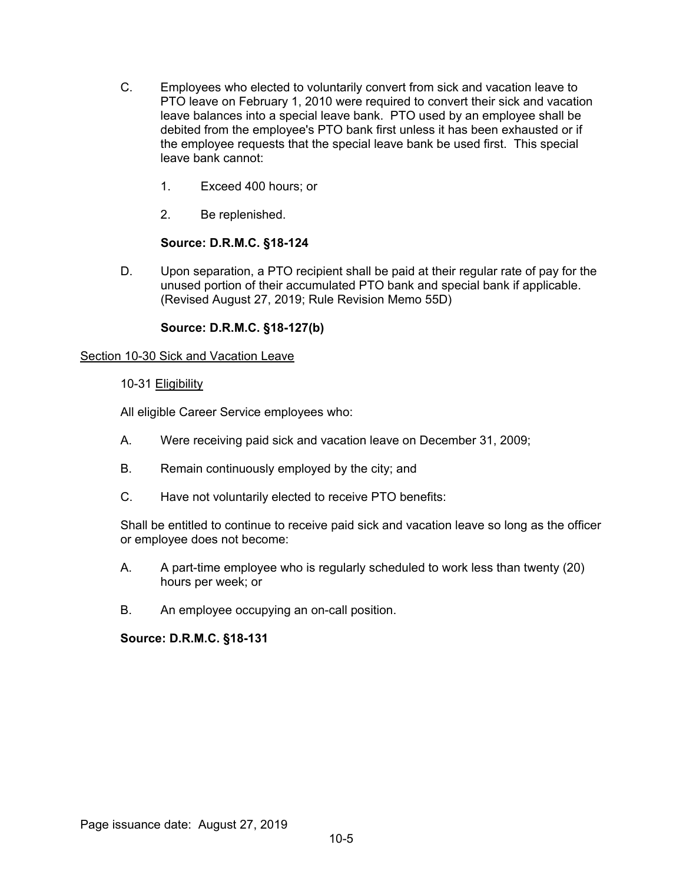C. Employees who elected to voluntarily convert from sick and vacation leave to PTO leave on February 1, 2010 were required to convert their sick and vacation leave balances into a special leave bank. PTO used by an employee shall be debited from the employee's PTO bank first unless it has been exhausted or if the employee requests that the special leave bank be used first. This special leave bank cannot:

   1. Exceed 400 hours; or

   2. Be replenished.

   **Source: D.R.M.C. §18-124**

D. Upon separation, a PTO recipient shall be paid at their regular rate of pay for the unused portion of their accumulated PTO bank and special bank if applicable. (Revised August 27, 2019; Rule Revision Memo 55D)

   **Source: D.R.M.C. §18-127(b)**

<u>Section 10-30 Sick and Vacation Leave</u>

10-31 <u>Eligibility</u>

All eligible Career Service employees who:

A. Were receiving paid sick and vacation leave on December 31, 2009;

B. Remain continuously employed by the city; and

C. Have not voluntarily elected to receive PTO benefits:

Shall be entitled to continue to receive paid sick and vacation leave so long as the officer or employee does not become:

A. A part-time employee who is regularly scheduled to work less than twenty (20) hours per week; or

B. An employee occupying an on-call position.

**Source: D.R.M.C. §18-131**

Page issuance date: August 27, 2019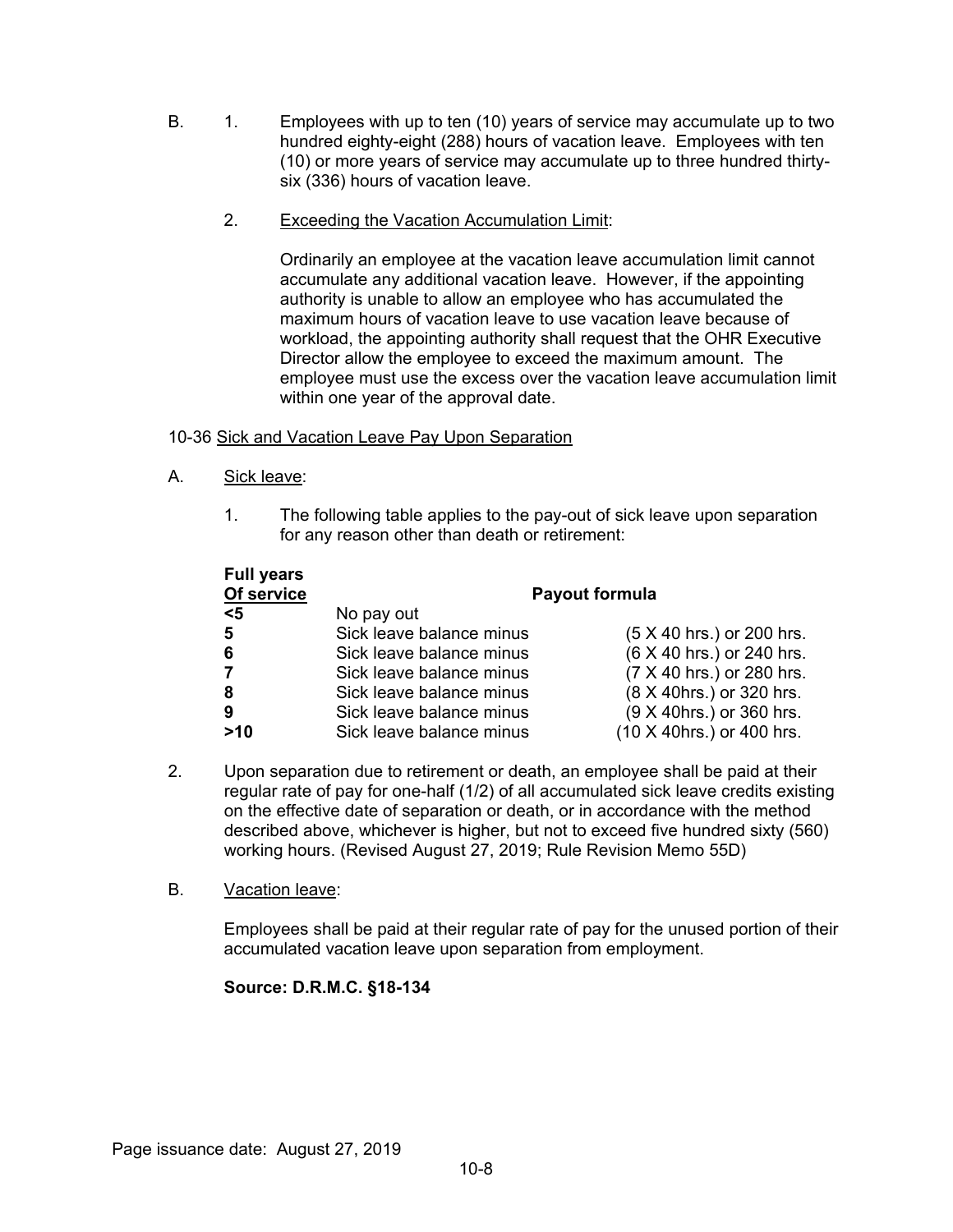B. 1. Employees with up to ten (10) years of service may accumulate up to two hundred eighty-eight (288) hours of vacation leave. Employees with ten (10) or more years of service may accumulate up to three hundred thirty-six (336) hours of vacation leave.

2. <u>Exceeding the Vacation Accumulation Limit</u>:

   Ordinarily an employee at the vacation leave accumulation limit cannot accumulate any additional vacation leave. However, if the appointing authority is unable to allow an employee who has accumulated the maximum hours of vacation leave to use vacation leave because of workload, the appointing authority shall request that the OHR Executive Director allow the employee to exceed the maximum amount. The employee must use the excess over the vacation leave accumulation limit within one year of the approval date.

10-36 <u>Sick and Vacation Leave Pay Upon Separation</u>

A. <u>Sick leave</u>:

1. The following table applies to the pay-out of sick leave upon separation for any reason other than death or retirement:

| **Full years Of service** | **Payout formula** | |
|---|---|---|
| **<5** | No pay out | |
| **5** | Sick leave balance minus | (5 X 40 hrs.) or 200 hrs. |
| **6** | Sick leave balance minus | (6 X 40 hrs.) or 240 hrs. |
| **7** | Sick leave balance minus | (7 X 40 hrs.) or 280 hrs. |
| **8** | Sick leave balance minus | (8 X 40hrs.) or 320 hrs. |
| **9** | Sick leave balance minus | (9 X 40hrs.) or 360 hrs. |
| **>10** | Sick leave balance minus | (10 X 40hrs.) or 400 hrs. |

2. Upon separation due to retirement or death, an employee shall be paid at their regular rate of pay for one-half (1/2) of all accumulated sick leave credits existing on the effective date of separation or death, or in accordance with the method described above, whichever is higher, but not to exceed five hundred sixty (560) working hours. (Revised August 27, 2019; Rule Revision Memo 55D)

B. <u>Vacation leave</u>:

   Employees shall be paid at their regular rate of pay for the unused portion of their accumulated vacation leave upon separation from employment.

   **Source: D.R.M.C. §18-134**

Page issuance date: August 27, 2019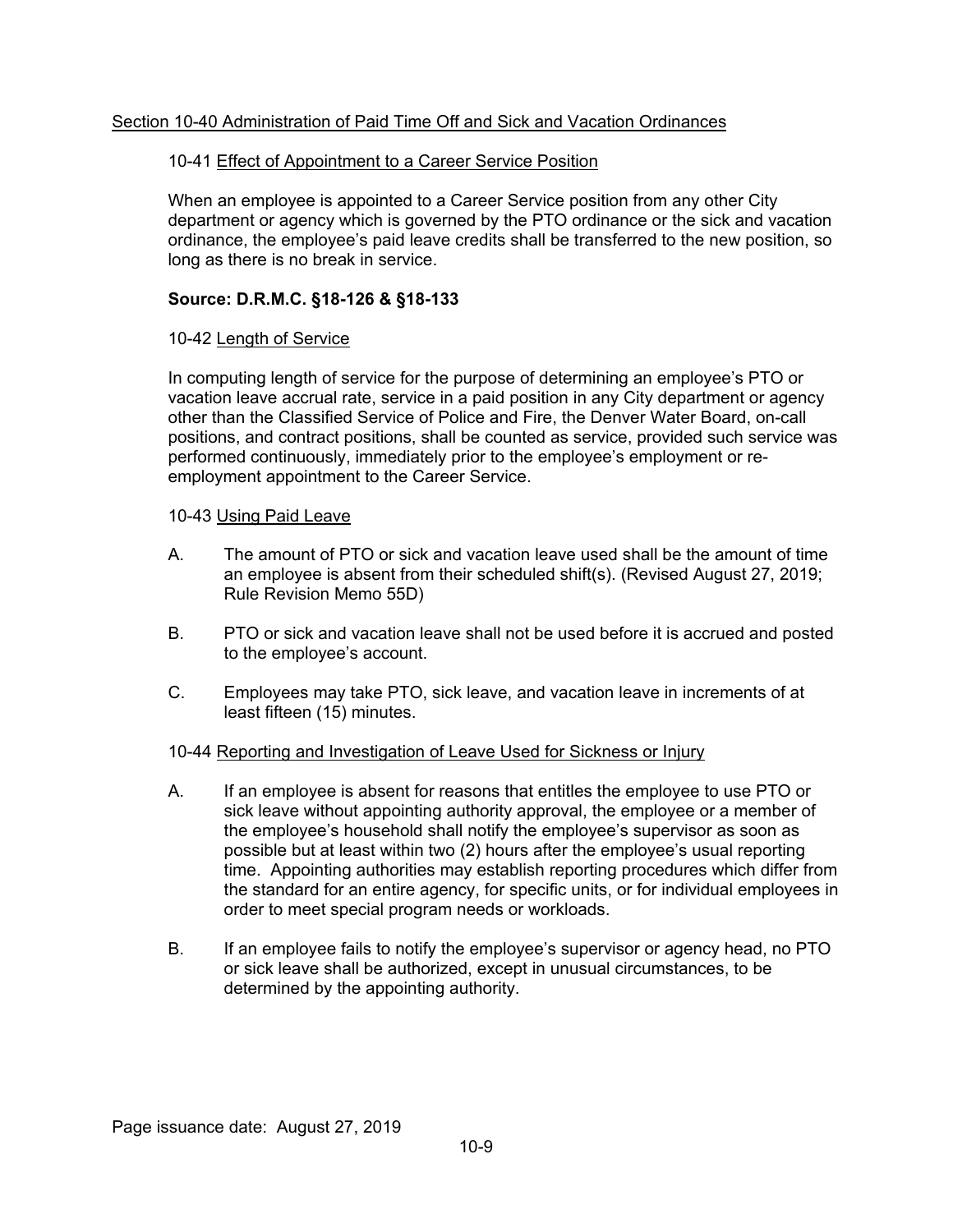## Section 10-40 Administration of Paid Time Off and Sick and Vacation Ordinances

### 10-41 Effect of Appointment to a Career Service Position

When an employee is appointed to a Career Service position from any other City department or agency which is governed by the PTO ordinance or the sick and vacation ordinance, the employee's paid leave credits shall be transferred to the new position, so long as there is no break in service.

**Source: D.R.M.C. §18-126 & §18-133**

### 10-42 Length of Service

In computing length of service for the purpose of determining an employee's PTO or vacation leave accrual rate, service in a paid position in any City department or agency other than the Classified Service of Police and Fire, the Denver Water Board, on-call positions, and contract positions, shall be counted as service, provided such service was performed continuously, immediately prior to the employee's employment or re-employment appointment to the Career Service.

### 10-43 Using Paid Leave

A. The amount of PTO or sick and vacation leave used shall be the amount of time an employee is absent from their scheduled shift(s). (Revised August 27, 2019; Rule Revision Memo 55D)

B. PTO or sick and vacation leave shall not be used before it is accrued and posted to the employee's account.

C. Employees may take PTO, sick leave, and vacation leave in increments of at least fifteen (15) minutes.

### 10-44 Reporting and Investigation of Leave Used for Sickness or Injury

A. If an employee is absent for reasons that entitles the employee to use PTO or sick leave without appointing authority approval, the employee or a member of the employee's household shall notify the employee's supervisor as soon as possible but at least within two (2) hours after the employee's usual reporting time. Appointing authorities may establish reporting procedures which differ from the standard for an entire agency, for specific units, or for individual employees in order to meet special program needs or workloads.

B. If an employee fails to notify the employee's supervisor or agency head, no PTO or sick leave shall be authorized, except in unusual circumstances, to be determined by the appointing authority.

Page issuance date: August 27, 2019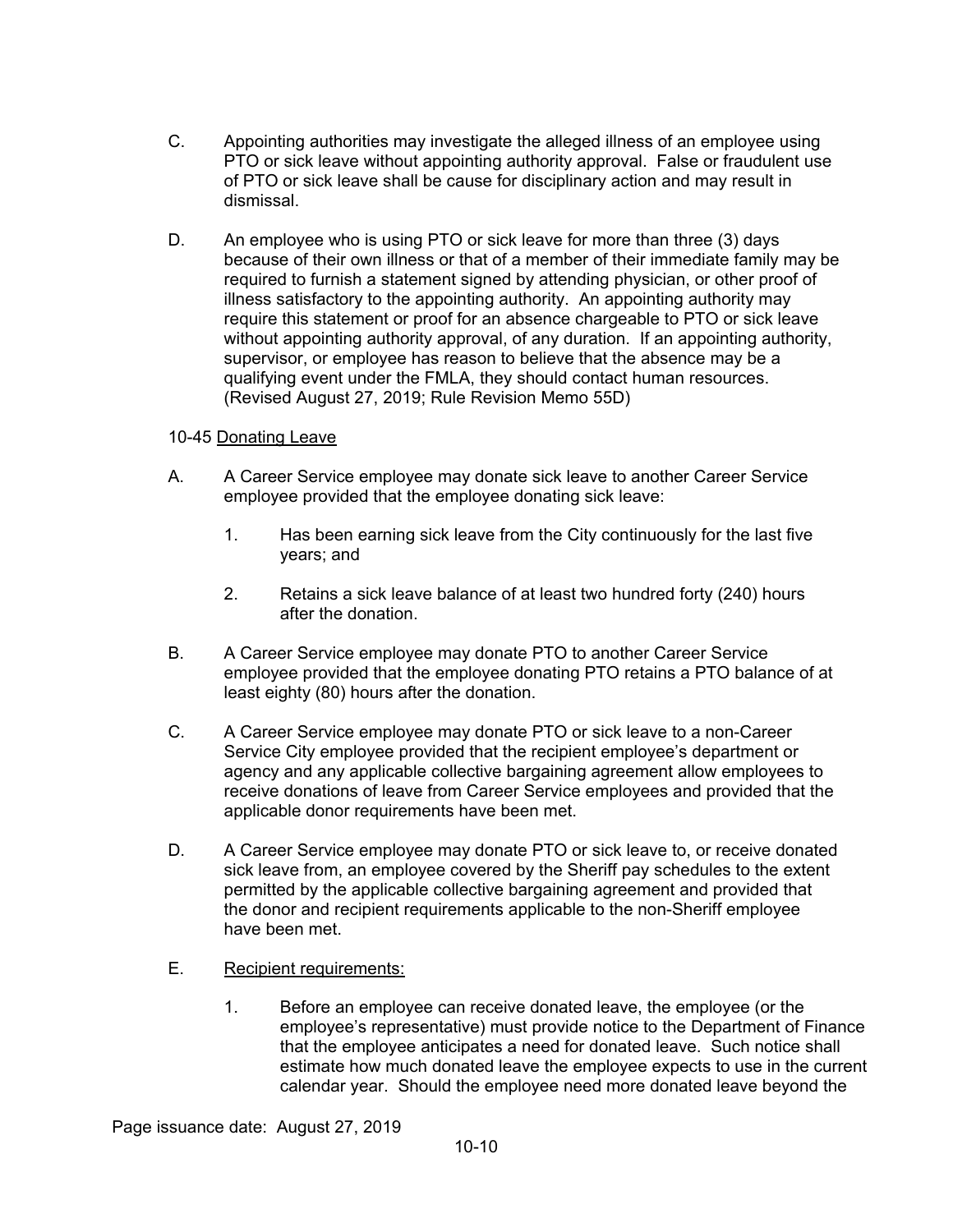C. Appointing authorities may investigate the alleged illness of an employee using PTO or sick leave without appointing authority approval. False or fraudulent use of PTO or sick leave shall be cause for disciplinary action and may result in dismissal.

D. An employee who is using PTO or sick leave for more than three (3) days because of their own illness or that of a member of their immediate family may be required to furnish a statement signed by attending physician, or other proof of illness satisfactory to the appointing authority. An appointing authority may require this statement or proof for an absence chargeable to PTO or sick leave without appointing authority approval, of any duration. If an appointing authority, supervisor, or employee has reason to believe that the absence may be a qualifying event under the FMLA, they should contact human resources. (Revised August 27, 2019; Rule Revision Memo 55D)

10-45 <u>Donating Leave</u>

A. A Career Service employee may donate sick leave to another Career Service employee provided that the employee donating sick leave:

    1. Has been earning sick leave from the City continuously for the last five years; and

    2. Retains a sick leave balance of at least two hundred forty (240) hours after the donation.

B. A Career Service employee may donate PTO to another Career Service employee provided that the employee donating PTO retains a PTO balance of at least eighty (80) hours after the donation.

C. A Career Service employee may donate PTO or sick leave to a non-Career Service City employee provided that the recipient employee's department or agency and any applicable collective bargaining agreement allow employees to receive donations of leave from Career Service employees and provided that the applicable donor requirements have been met.

D. A Career Service employee may donate PTO or sick leave to, or receive donated sick leave from, an employee covered by the Sheriff pay schedules to the extent permitted by the applicable collective bargaining agreement and provided that the donor and recipient requirements applicable to the non-Sheriff employee have been met.

E. <u>Recipient requirements:</u>

    1. Before an employee can receive donated leave, the employee (or the employee's representative) must provide notice to the Department of Finance that the employee anticipates a need for donated leave. Such notice shall estimate how much donated leave the employee expects to use in the current calendar year. Should the employee need more donated leave beyond the

Page issuance date: August 27, 2019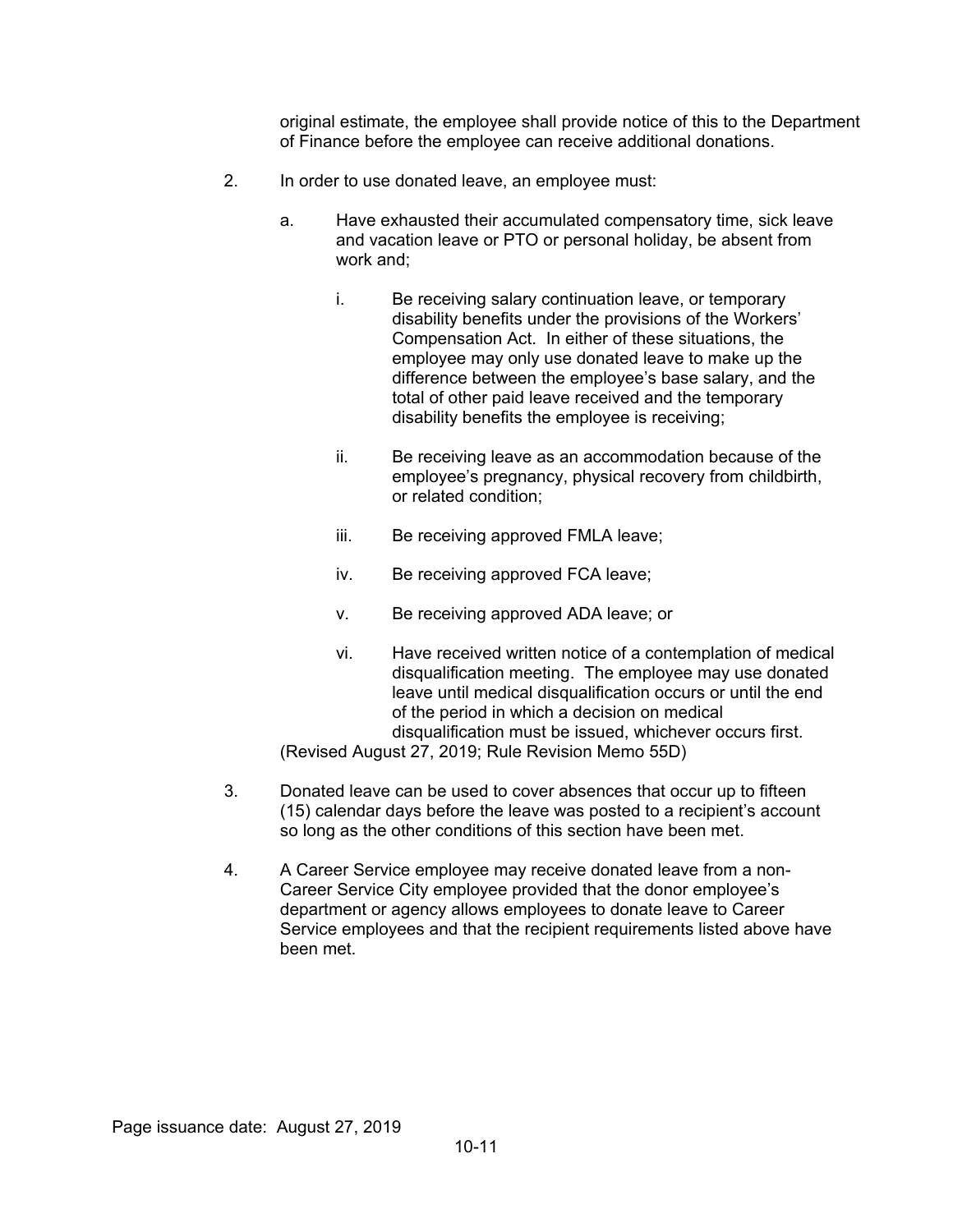original estimate, the employee shall provide notice of this to the Department of Finance before the employee can receive additional donations.

2. In order to use donated leave, an employee must:

   a. Have exhausted their accumulated compensatory time, sick leave and vacation leave or PTO or personal holiday, be absent from work and;

      i. Be receiving salary continuation leave, or temporary disability benefits under the provisions of the Workers' Compensation Act. In either of these situations, the employee may only use donated leave to make up the difference between the employee's base salary, and the total of other paid leave received and the temporary disability benefits the employee is receiving;

      ii. Be receiving leave as an accommodation because of the employee's pregnancy, physical recovery from childbirth, or related condition;

      iii. Be receiving approved FMLA leave;

      iv. Be receiving approved FCA leave;

      v. Be receiving approved ADA leave; or

      vi. Have received written notice of a contemplation of medical disqualification meeting. The employee may use donated leave until medical disqualification occurs or until the end of the period in which a decision on medical disqualification must be issued, whichever occurs first.

   (Revised August 27, 2019; Rule Revision Memo 55D)

3. Donated leave can be used to cover absences that occur up to fifteen (15) calendar days before the leave was posted to a recipient's account so long as the other conditions of this section have been met.

4. A Career Service employee may receive donated leave from a non-Career Service City employee provided that the donor employee's department or agency allows employees to donate leave to Career Service employees and that the recipient requirements listed above have been met.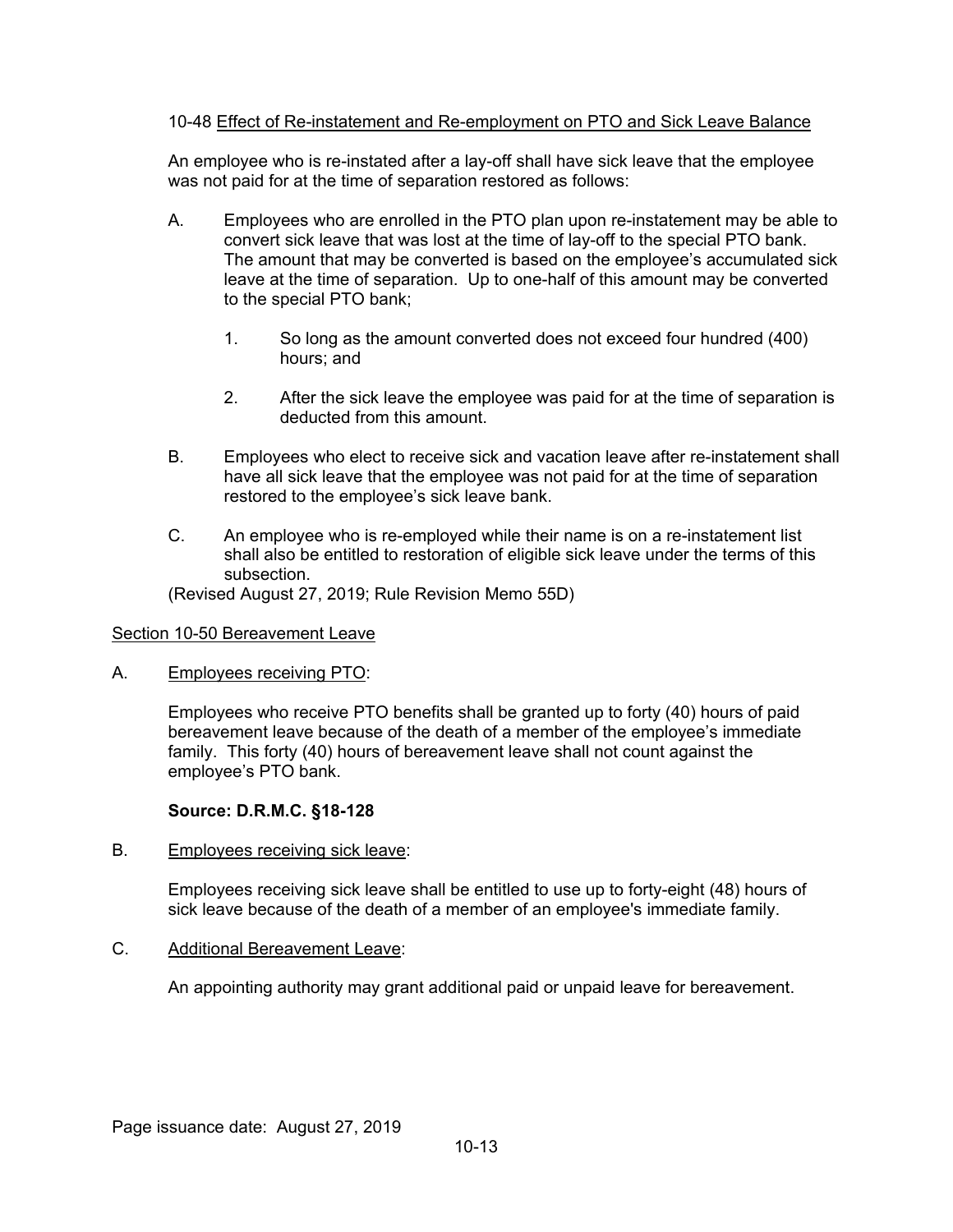10-48 Effect of Re-instatement and Re-employment on PTO and Sick Leave Balance

An employee who is re-instated after a lay-off shall have sick leave that the employee was not paid for at the time of separation restored as follows:

A. Employees who are enrolled in the PTO plan upon re-instatement may be able to convert sick leave that was lost at the time of lay-off to the special PTO bank. The amount that may be converted is based on the employee's accumulated sick leave at the time of separation. Up to one-half of this amount may be converted to the special PTO bank;

   1. So long as the amount converted does not exceed four hundred (400) hours; and

   2. After the sick leave the employee was paid for at the time of separation is deducted from this amount.

B. Employees who elect to receive sick and vacation leave after re-instatement shall have all sick leave that the employee was not paid for at the time of separation restored to the employee's sick leave bank.

C. An employee who is re-employed while their name is on a re-instatement list shall also be entitled to restoration of eligible sick leave under the terms of this subsection.

(Revised August 27, 2019; Rule Revision Memo 55D)

## Section 10-50 Bereavement Leave

A. Employees receiving PTO:

Employees who receive PTO benefits shall be granted up to forty (40) hours of paid bereavement leave because of the death of a member of the employee's immediate family. This forty (40) hours of bereavement leave shall not count against the employee's PTO bank.

**Source: D.R.M.C. §18-128**

B. Employees receiving sick leave:

Employees receiving sick leave shall be entitled to use up to forty-eight (48) hours of sick leave because of the death of a member of an employee's immediate family.

C. Additional Bereavement Leave:

An appointing authority may grant additional paid or unpaid leave for bereavement.

Page issuance date: August 27, 2019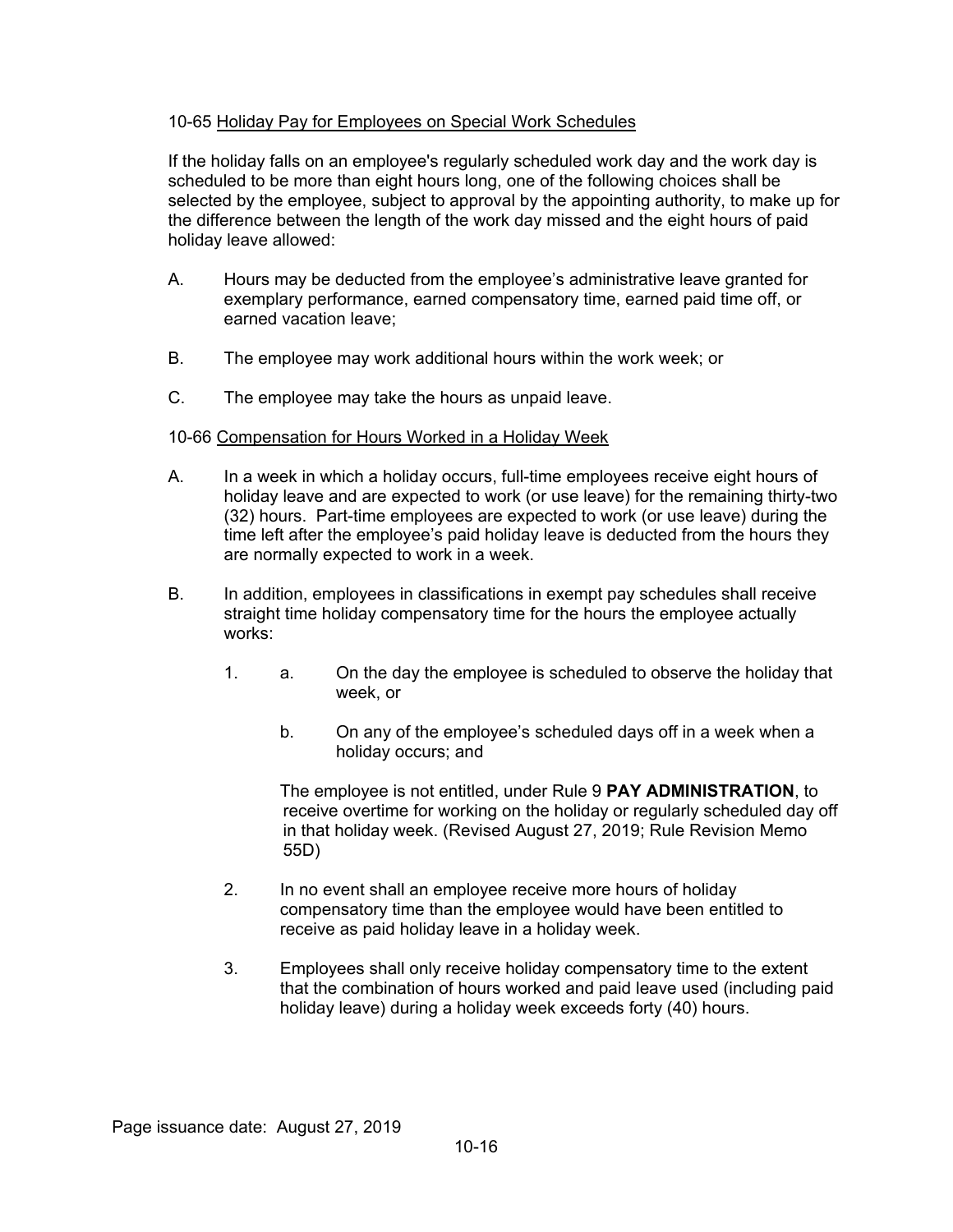10-65 Holiday Pay for Employees on Special Work Schedules

If the holiday falls on an employee's regularly scheduled work day and the work day is scheduled to be more than eight hours long, one of the following choices shall be selected by the employee, subject to approval by the appointing authority, to make up for the difference between the length of the work day missed and the eight hours of paid holiday leave allowed:

A. Hours may be deducted from the employee's administrative leave granted for exemplary performance, earned compensatory time, earned paid time off, or earned vacation leave;

B. The employee may work additional hours within the work week; or

C. The employee may take the hours as unpaid leave.

10-66 Compensation for Hours Worked in a Holiday Week

A. In a week in which a holiday occurs, full-time employees receive eight hours of holiday leave and are expected to work (or use leave) for the remaining thirty-two (32) hours. Part-time employees are expected to work (or use leave) during the time left after the employee's paid holiday leave is deducted from the hours they are normally expected to work in a week.

B. In addition, employees in classifications in exempt pay schedules shall receive straight time holiday compensatory time for the hours the employee actually works:

   1. a. On the day the employee is scheduled to observe the holiday that week, or

      b. On any of the employee's scheduled days off in a week when a holiday occurs; and

      The employee is not entitled, under Rule 9 **PAY ADMINISTRATION**, to receive overtime for working on the holiday or regularly scheduled day off in that holiday week. (Revised August 27, 2019; Rule Revision Memo 55D)

   2. In no event shall an employee receive more hours of holiday compensatory time than the employee would have been entitled to receive as paid holiday leave in a holiday week.

   3. Employees shall only receive holiday compensatory time to the extent that the combination of hours worked and paid leave used (including paid holiday leave) during a holiday week exceeds forty (40) hours.

Page issuance date: August 27, 2019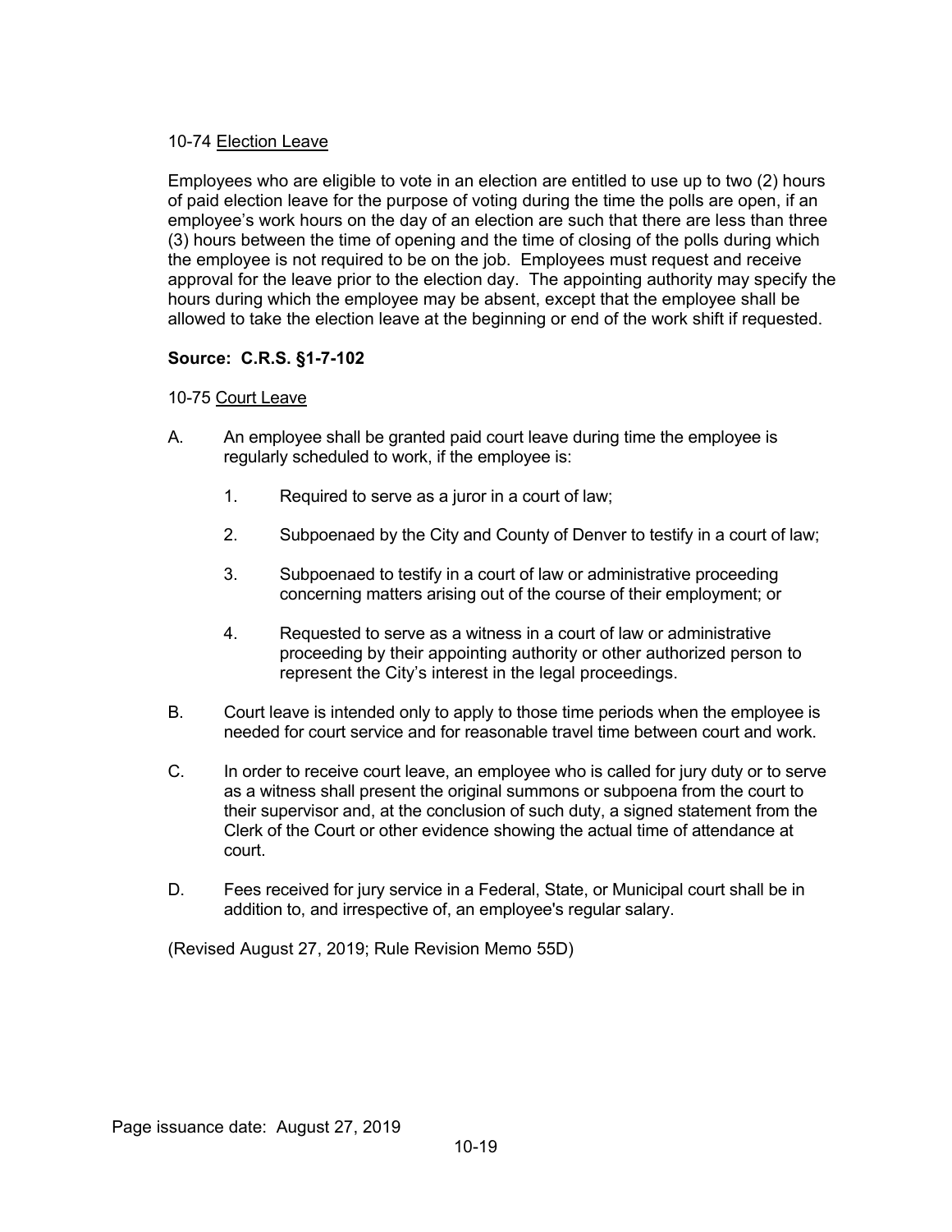### 10-74 Election Leave

Employees who are eligible to vote in an election are entitled to use up to two (2) hours of paid election leave for the purpose of voting during the time the polls are open, if an employee's work hours on the day of an election are such that there are less than three (3) hours between the time of opening and the time of closing of the polls during which the employee is not required to be on the job. Employees must request and receive approval for the leave prior to the election day. The appointing authority may specify the hours during which the employee may be absent, except that the employee shall be allowed to take the election leave at the beginning or end of the work shift if requested.

**Source: C.R.S. §1-7-102**

### 10-75 Court Leave

A. An employee shall be granted paid court leave during time the employee is regularly scheduled to work, if the employee is:

   1. Required to serve as a juror in a court of law;

   2. Subpoenaed by the City and County of Denver to testify in a court of law;

   3. Subpoenaed to testify in a court of law or administrative proceeding concerning matters arising out of the course of their employment; or

   4. Requested to serve as a witness in a court of law or administrative proceeding by their appointing authority or other authorized person to represent the City's interest in the legal proceedings.

B. Court leave is intended only to apply to those time periods when the employee is needed for court service and for reasonable travel time between court and work.

C. In order to receive court leave, an employee who is called for jury duty or to serve as a witness shall present the original summons or subpoena from the court to their supervisor and, at the conclusion of such duty, a signed statement from the Clerk of the Court or other evidence showing the actual time of attendance at court.

D. Fees received for jury service in a Federal, State, or Municipal court shall be in addition to, and irrespective of, an employee's regular salary.

(Revised August 27, 2019; Rule Revision Memo 55D)